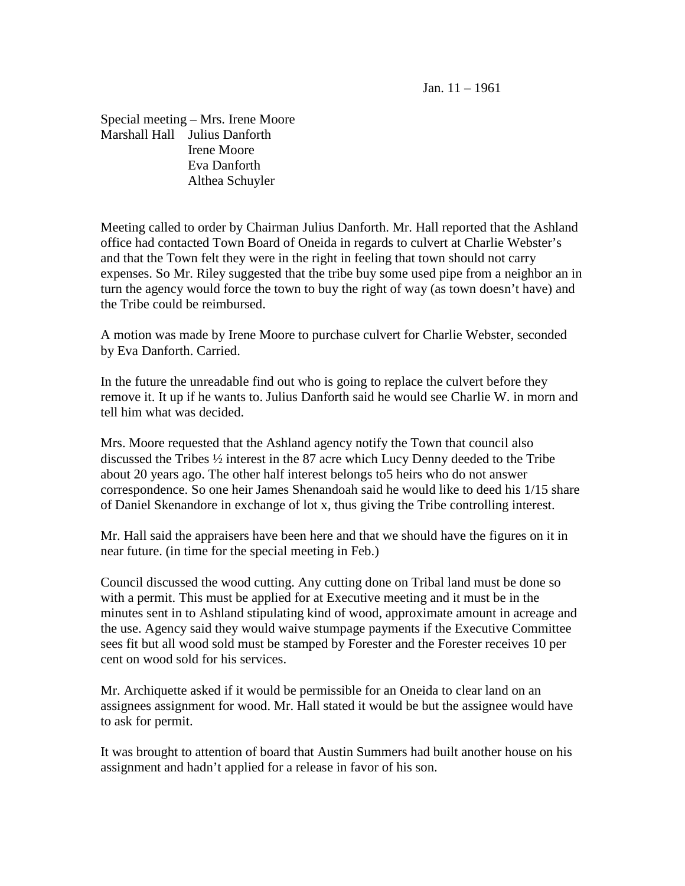Jan. 11 – 1961

Special meeting – Mrs. Irene Moore
Marshall Hall    Julius Danforth
Irene Moore
Eva Danforth
Althea Schuyler

Meeting called to order by Chairman Julius Danforth. Mr. Hall reported that the Ashland office had contacted Town Board of Oneida in regards to culvert at Charlie Webster's and that the Town felt they were in the right in feeling that town should not carry expenses. So Mr. Riley suggested that the tribe buy some used pipe from a neighbor an in turn the agency would force the town to buy the right of way (as town doesn't have) and the Tribe could be reimbursed.

A motion was made by Irene Moore to purchase culvert for Charlie Webster, seconded by Eva Danforth. Carried.

In the future the unreadable find out who is going to replace the culvert before they remove it. It up if he wants to. Julius Danforth said he would see Charlie W. in morn and tell him what was decided.

Mrs. Moore requested that the Ashland agency notify the Town that council also discussed the Tribes ½ interest in the 87 acre which Lucy Denny deeded to the Tribe about 20 years ago. The other half interest belongs to5 heirs who do not answer correspondence. So one heir James Shenandoah said he would like to deed his 1/15 share of Daniel Skenandore in exchange of lot x, thus giving the Tribe controlling interest.

Mr. Hall said the appraisers have been here and that we should have the figures on it in near future. (in time for the special meeting in Feb.)

Council discussed the wood cutting. Any cutting done on Tribal land must be done so with a permit. This must be applied for at Executive meeting and it must be in the minutes sent in to Ashland stipulating kind of wood, approximate amount in acreage and the use. Agency said they would waive stumpage payments if the Executive Committee sees fit but all wood sold must be stamped by Forester and the Forester receives 10 per cent on wood sold for his services.

Mr. Archiquette asked if it would be permissible for an Oneida to clear land on an assignees assignment for wood. Mr. Hall stated it would be but the assignee would have to ask for permit.

It was brought to attention of board that Austin Summers had built another house on his assignment and hadn't applied for a release in favor of his son.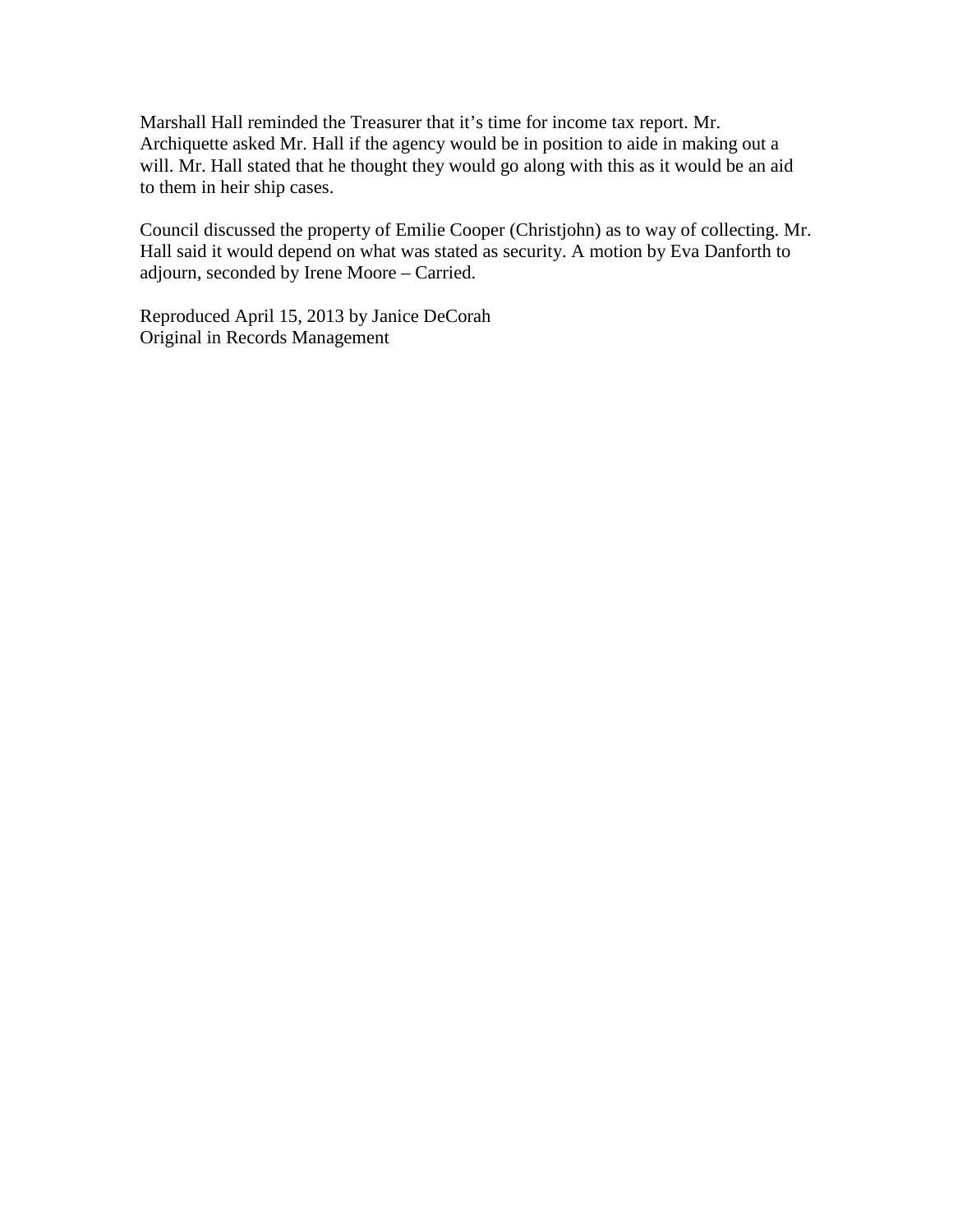Marshall Hall reminded the Treasurer that it's time for income tax report. Mr. Archiquette asked Mr. Hall if the agency would be in position to aide in making out a will. Mr. Hall stated that he thought they would go along with this as it would be an aid to them in heir ship cases.

Council discussed the property of Emilie Cooper (Christjohn) as to way of collecting. Mr. Hall said it would depend on what was stated as security. A motion by Eva Danforth to adjourn, seconded by Irene Moore – Carried.

Reproduced April 15, 2013 by Janice DeCorah
Original in Records Management